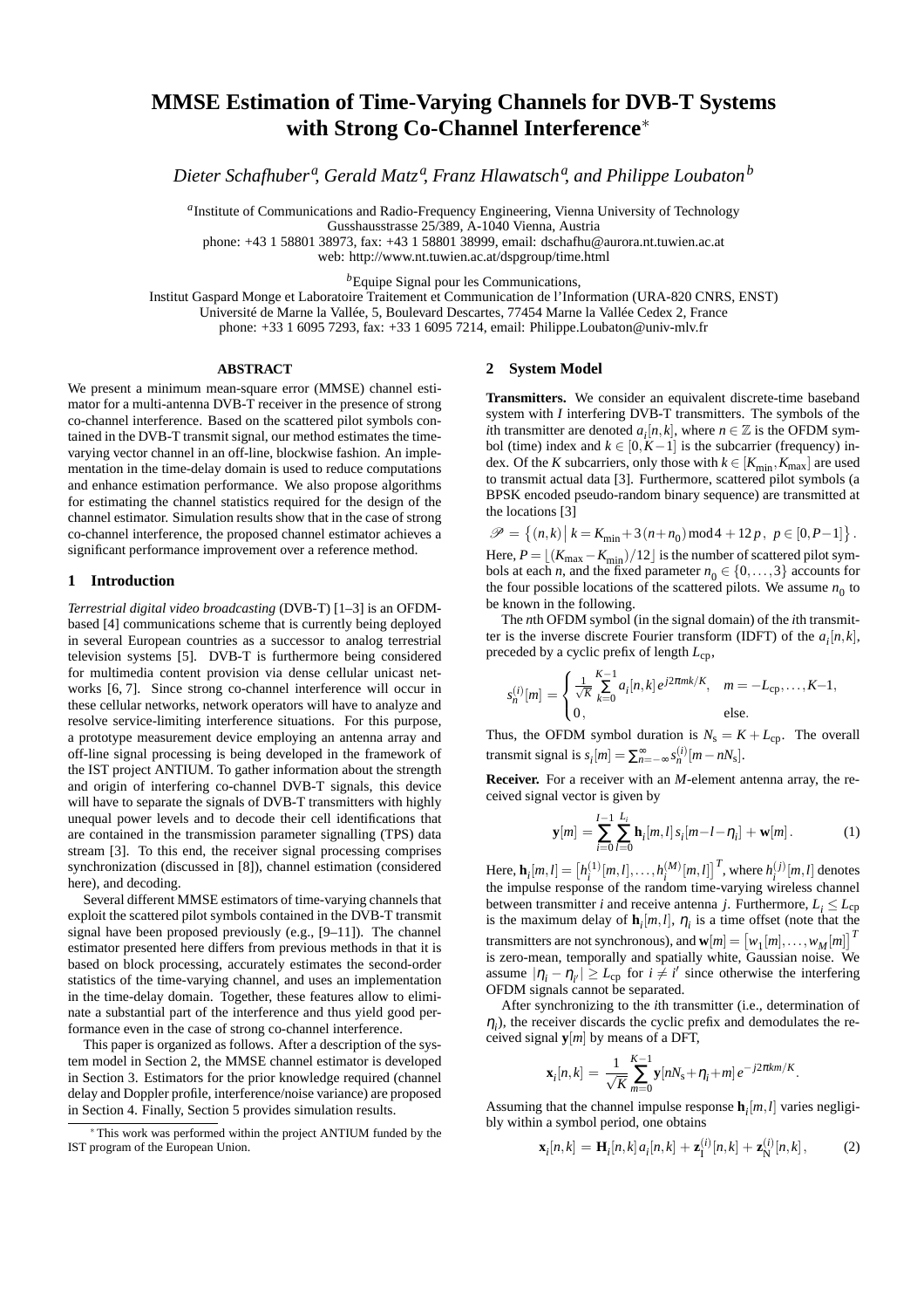# MMSE Estimation of Time-Varying Channels for DVB-T Systems with Strong Co-Channel Interference*

*Dieter Schafhuber[a], Gerald Matz[a], Franz Hlawatsch[a], and Philippe Loubaton[b]*

[a]Institute of Communications and Radio-Frequency Engineering, Vienna University of Technology
Gusshausstrasse 25/389, A-1040 Vienna, Austria
phone: +43 1 58801 38973, fax: +43 1 58801 38999, email: dschafhu@aurora.nt.tuwien.ac.at
web: http://www.nt.tuwien.ac.at/dspgroup/time.html

[b]Equipe Signal pour les Communications,
Institut Gaspard Monge et Laboratoire Traitement et Communication de l'Information (URA-820 CNRS, ENST)
Université de Marne la Vallée, 5, Boulevard Descartes, 77454 Marne la Vallée Cedex 2, France
phone: +33 1 6095 7293, fax: +33 1 6095 7214, email: Philippe.Loubaton@univ-mlv.fr

### ABSTRACT

We present a minimum mean-square error (MMSE) channel estimator for a multi-antenna DVB-T receiver in the presence of strong co-channel interference. Based on the scattered pilot symbols contained in the DVB-T transmit signal, our method estimates the time-varying vector channel in an off-line, blockwise fashion. An implementation in the time-delay domain is used to reduce computations and enhance estimation performance. We also propose algorithms for estimating the channel statistics required for the design of the channel estimator. Simulation results show that in the case of strong co-channel interference, the proposed channel estimator achieves a significant performance improvement over a reference method.

## 1 Introduction

*Terrestrial digital video broadcasting* (DVB-T) [1–3] is an OFDM-based [4] communications scheme that is currently being deployed in several European countries as a successor to analog terrestrial television systems [5]. DVB-T is furthermore being considered for multimedia content provision via dense cellular unicast networks [6, 7]. Since strong co-channel interference will occur in these cellular networks, network operators will have to analyze and resolve service-limiting interference situations. For this purpose, a prototype measurement device employing an antenna array and off-line signal processing is being developed in the framework of the IST project ANTIUM. To gather information about the strength and origin of interfering co-channel DVB-T signals, this device will have to separate the signals of DVB-T transmitters with highly unequal power levels and to decode their cell identifications that are contained in the transmission parameter signalling (TPS) data stream [3]. To this end, the receiver signal processing comprises synchronization (discussed in [8]), channel estimation (considered here), and decoding.

Several different MMSE estimators of time-varying channels that exploit the scattered pilot symbols contained in the DVB-T transmit signal have been proposed previously (e.g., [9–11]). The channel estimator presented here differs from previous methods in that it is based on block processing, accurately estimates the second-order statistics of the time-varying channel, and uses an implementation in the time-delay domain. Together, these features allow to eliminate a substantial part of the interference and thus yield good performance even in the case of strong co-channel interference.

This paper is organized as follows. After a description of the system model in Section 2, the MMSE channel estimator is developed in Section 3. Estimators for the prior knowledge required (channel delay and Doppler profile, interference/noise variance) are proposed in Section 4. Finally, Section 5 provides simulation results.

*This work was performed within the project ANTIUM funded by the IST program of the European Union.

## 2 System Model

**Transmitters.** We consider an equivalent discrete-time baseband system with $I$ interfering DVB-T transmitters. The symbols of the $i$th transmitter are denoted $a_i[n,k]$, where $n \in \mathbb{Z}$ is the OFDM symbol (time) index and $k \in [0, K-1]$ is the subcarrier (frequency) index. Of the $K$ subcarriers, only those with $k \in [K_{\min}, K_{\max}]$ are used to transmit actual data [3]. Furthermore, scattered pilot symbols (a BPSK encoded pseudo-random binary sequence) are transmitted at the locations [3]

$$\mathscr{P} = \big\{(n,k) \,\big|\, k = K_{\min} + 3\,(n+n_0) \bmod 4 + 12\,p\,,\ p \in [0, P-1]\big\}\,.$$

Here, $P = \lfloor (K_{\max} - K_{\min})/12 \rfloor$ is the number of scattered pilot symbols at each $n$, and the fixed parameter $n_0 \in \{0,\ldots,3\}$ accounts for the four possible locations of the scattered pilots. We assume $n_0$ to be known in the following.

The $n$th OFDM symbol (in the signal domain) of the $i$th transmitter is the inverse discrete Fourier transform (IDFT) of the $a_i[n,k]$, preceded by a cyclic prefix of length $L_{\rm cp}$,

$$s_n^{(i)}[m] = \begin{cases} \frac{1}{\sqrt{K}} \sum\limits_{k=0}^{K-1} a_i[n,k]\, e^{j2\pi mk/K}, & m = -L_{\rm cp},\ldots,K-1, \\ 0\,, & \text{else.} \end{cases}$$

Thus, the OFDM symbol duration is $N_{\rm s} = K + L_{\rm cp}$. The overall transmit signal is $s_i[m] = \sum_{n=-\infty}^{\infty} s_n^{(i)}[m - nN_{\rm s}]$.

**Receiver.** For a receiver with an $M$-element antenna array, the received signal vector is given by

$$\mathbf{y}[m] = \sum_{i=0}^{I-1} \sum_{l=0}^{L_i} \mathbf{h}_i[m,l]\, s_i[m-l-\eta_i] + \mathbf{w}[m]\,. \qquad (1)$$

Here, $\mathbf{h}_i[m,l] = \big[h_i^{(1)}[m,l], \ldots, h_i^{(M)}[m,l]\big]^T$, where $h_i^{(j)}[m,l]$ denotes the impulse response of the random time-varying wireless channel between transmitter $i$ and receive antenna $j$. Furthermore, $L_i \le L_{\rm cp}$ is the maximum delay of $\mathbf{h}_i[m,l]$, $\eta_i$ is a time offset (note that the transmitters are not synchronous), and $\mathbf{w}[m] = \big[w_1[m], \ldots, w_M[m]\big]^T$ is zero-mean, temporally and spatially white, Gaussian noise. We assume $|\eta_i - \eta_{i'}| \ge L_{\rm cp}$ for $i \ne i'$ since otherwise the interfering OFDM signals cannot be separated.

After synchronizing to the $i$th transmitter (i.e., determination of $\eta_i$), the receiver discards the cyclic prefix and demodulates the received signal $\mathbf{y}[m]$ by means of a DFT,

$$\mathbf{x}_i[n,k] = \frac{1}{\sqrt{K}} \sum_{m=0}^{K-1} \mathbf{y}[nN_{\rm s} + \eta_i + m]\, e^{-j2\pi km/K}.$$

Assuming that the channel impulse response $\mathbf{h}_i[m,l]$ varies negligibly within a symbol period, one obtains

$$\mathbf{x}_i[n,k] = \mathbf{H}_i[n,k]\, a_i[n,k] + \mathbf{z}_{\rm I}^{(i)}[n,k] + \mathbf{z}_{\rm N}^{(i)}[n,k]\,, \qquad (2)$$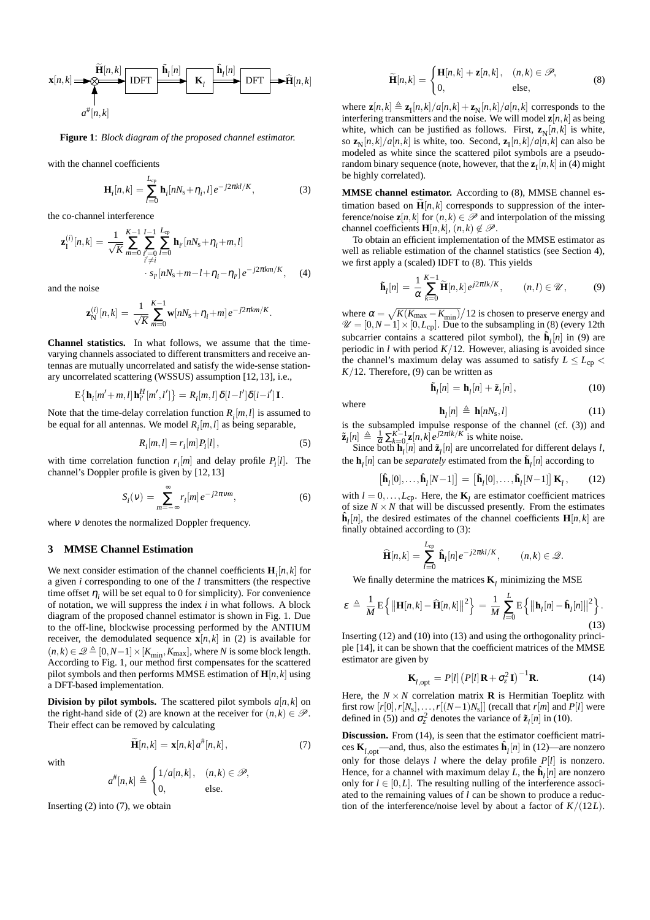**Figure 1**: *Block diagram of the proposed channel estimator.*

with the channel coefficients

$$\mathbf{H}_i[n,k] = \sum_{l=0}^{L_{\text{cp}}} \mathbf{h}_i[nN_{\text{s}}+\eta_i, l]\, e^{-j2\pi kl/K}, \tag{3}$$

the co-channel interference

$$\mathbf{z}_{\text{I}}^{(i)}[n,k] = \frac{1}{\sqrt{K}} \sum_{m=0}^{K-1} \sum_{\substack{i'=0 \\ i'\neq i}}^{I-1} \sum_{l=0}^{L_{\text{cp}}} \mathbf{h}_{i'}[nN_{\text{s}}+\eta_i+m, l] \cdot s_{i'}[nN_{\text{s}}+m-l+\eta_i-\eta_{i'}]\, e^{-j2\pi km/K}, \tag{4}$$

and the noise

$$\mathbf{z}_{\text{N}}^{(i)}[n,k] = \frac{1}{\sqrt{K}} \sum_{m=0}^{K-1} \mathbf{w}[nN_{\text{s}}+\eta_i+m]\, e^{-j2\pi km/K}.$$

**Channel statistics.** In what follows, we assume that the time-varying channels associated to different transmitters and receive antennas are mutually uncorrelated and satisfy the wide-sense stationary uncorrelated scattering (WSSUS) assumption [12, 13], i.e.,

$$\mathrm{E}\big\{\mathbf{h}_i[m'+m,l]\,\mathbf{h}_{i'}^H[m',l']\big\} = R_i[m,l]\,\delta[l-l']\,\delta[i-i']\,\mathbf{I}.$$

Note that the time-delay correlation function $R_i[m,l]$ is assumed to be equal for all antennas. We model $R_i[m,l]$ as being separable,

$$R_i[m,l] = r_i[m]\,P_i[l], \tag{5}$$

with time correlation function $r_i[m]$ and delay profile $P_i[l]$. The channel's Doppler profile is given by [12, 13]

$$S_i(\nu) = \sum_{m=-\infty}^{\infty} r_i[m]\, e^{-j2\pi\nu m}, \tag{6}$$

where $\nu$ denotes the normalized Doppler frequency.

## 3 MMSE Channel Estimation

We next consider estimation of the channel coefficients $\mathbf{H}_i[n,k]$ for a given $i$ corresponding to one of the $I$ transmitters (the respective time offset $\eta_i$ will be set equal to 0 for simplicity). For convenience of notation, we will suppress the index $i$ in what follows. A block diagram of the proposed channel estimator is shown in Fig. 1. Due to the off-line, blockwise processing performed by the ANTIUM receiver, the demodulated sequence $\mathbf{x}[n,k]$ in (2) is available for $(n,k) \in \mathscr{Q} \triangleq [0, N-1] \times [K_{\min}, K_{\max}]$, where $N$ is some block length. According to Fig. 1, our method first compensates for the scattered pilot symbols and then performs MMSE estimation of $\mathbf{H}[n,k]$ using a DFT-based implementation.

**Division by pilot symbols.** The scattered pilot symbols $a[n,k]$ on the right-hand side of (2) are known at the receiver for $(n,k) \in \mathscr{P}$. Their effect can be removed by calculating

$$\widetilde{\mathbf{H}}[n,k] = \mathbf{x}[n,k]\, a^{\#}[n,k], \tag{7}$$

with

$$a^{\#}[n,k] \triangleq \begin{cases} 1/a[n,k], & (n,k) \in \mathscr{P}, \\ 0, & \text{else}. \end{cases}$$

Inserting (2) into (7), we obtain

$$\widetilde{\mathbf{H}}[n,k] = \begin{cases} \mathbf{H}[n,k] + \mathbf{z}[n,k], & (n,k) \in \mathscr{P}, \\ 0, & \text{else}, \end{cases} \tag{8}$$

where $\mathbf{z}[n,k] \triangleq \mathbf{z}_{\text{I}}[n,k]/a[n,k] + \mathbf{z}_{\text{N}}[n,k]/a[n,k]$ corresponds to the interfering transmitters and the noise. We will model $\mathbf{z}[n,k]$ as being white, which can be justified as follows. First, $\mathbf{z}_{\text{N}}[n,k]$ is white, so $\mathbf{z}_{\text{N}}[n,k]/a[n,k]$ is white, too. Second, $\mathbf{z}_{\text{I}}[n,k]/a[n,k]$ can also be modeled as white since the scattered pilot symbols are a pseudo-random binary sequence (note, however, that the $\mathbf{z}_{\text{I}}[n,k]$ in (4) might be highly correlated).

**MMSE channel estimator.** According to (8), MMSE channel estimation based on $\widetilde{\mathbf{H}}[n,k]$ corresponds to suppression of the interference/noise $\mathbf{z}[n,k]$ for $(n,k) \in \mathscr{P}$ and interpolation of the missing channel coefficients $\mathbf{H}[n,k]$, $(n,k) \notin \mathscr{P}$.

To obtain an efficient implementation of the MMSE estimator as well as reliable estimation of the channel statistics (see Section 4), we first apply a (scaled) IDFT to (8). This yields

$$\tilde{\mathbf{h}}_l[n] = \frac{1}{\alpha} \sum_{k=0}^{K-1} \widetilde{\mathbf{H}}[n,k]\, e^{j2\pi lk/K}, \qquad (n,l) \in \mathscr{U}, \tag{9}$$

where $\alpha = \sqrt{K(K_{\max}-K_{\min})}/12$ is chosen to preserve energy and $\mathscr{U} = [0, N-1] \times [0, L_{\text{cp}}]$. Due to the subsampling in (8) (every 12th subcarrier contains a scattered pilot symbol), the $\tilde{\mathbf{h}}_l[n]$ in (9) are periodic in $l$ with period $K/12$. However, aliasing is avoided since the channel's maximum delay was assumed to satisfy $L \le L_{\text{cp}} < K/12$. Therefore, (9) can be written as

$$\tilde{\mathbf{h}}_l[n] = \mathbf{h}_l[n] + \tilde{\mathbf{z}}_l[n], \tag{10}$$

where

$$\mathbf{h}_l[n] \triangleq \mathbf{h}[nN_{\text{s}}, l] \tag{11}$$

is the subsampled impulse response of the channel (cf. (3)) and $\tilde{\mathbf{z}}_l[n] \triangleq \frac{1}{\alpha}\sum_{k=0}^{K-1} \mathbf{z}[n,k]\, e^{j2\pi lk/K}$ is white noise.

Since both $\mathbf{h}_l[n]$ and $\tilde{\mathbf{z}}_l[n]$ are uncorrelated for different delays $l$, the $\mathbf{h}_l[n]$ can be *separately* estimated from the $\tilde{\mathbf{h}}_l[n]$ according to

$$\big[\hat{\mathbf{h}}_l[0], \ldots, \hat{\mathbf{h}}_l[N-1]\big] = \big[\tilde{\mathbf{h}}_l[0], \ldots, \tilde{\mathbf{h}}_l[N-1]\big]\, \mathbf{K}_l, \tag{12}$$

with $l = 0, \ldots, L_{\text{cp}}$. Here, the $\mathbf{K}_l$ are estimator coefficient matrices of size $N \times N$ that will be discussed presently. From the estimates $\hat{\mathbf{h}}_l[n]$, the desired estimates of the channel coefficients $\mathbf{H}[n,k]$ are finally obtained according to (3):

$$\widehat{\mathbf{H}}[n,k] = \sum_{l=0}^{L_{\text{cp}}} \hat{\mathbf{h}}_l[n]\, e^{-j2\pi kl/K}, \qquad (n,k) \in \mathscr{Q}.$$

We finally determine the matrices $\mathbf{K}_l$ minimizing the MSE

$$\varepsilon \triangleq \frac{1}{M}\,\mathrm{E}\Big\{\big\|\mathbf{H}[n,k] - \widehat{\mathbf{H}}[n,k]\big\|^2\Big\} = \frac{1}{M}\sum_{l=0}^{L} \mathrm{E}\Big\{\big\|\mathbf{h}_l[n] - \hat{\mathbf{h}}_l[n]\big\|^2\Big\}. \tag{13}$$

Inserting (12) and (10) into (13) and using the orthogonality principle [14], it can be shown that the coefficient matrices of the MMSE estimator are given by

$$\mathbf{K}_{l,\text{opt}} = P[l]\,\big(P[l]\,\mathbf{R} + \sigma_z^2\,\mathbf{I}\big)^{-1}\mathbf{R}. \tag{14}$$

Here, the $N \times N$ correlation matrix $\mathbf{R}$ is Hermitian Toeplitz with first row $[r[0], r[N_{\text{s}}], \ldots, r[(N-1)N_{\text{s}}]]$ (recall that $r[m]$ and $P[l]$ were defined in (5)) and $\sigma_z^2$ denotes the variance of $\tilde{\mathbf{z}}_l[n]$ in (10).

**Discussion.** From (14), is seen that the estimator coefficient matrices $\mathbf{K}_{l,\text{opt}}$—and, thus, also the estimates $\hat{\mathbf{h}}_l[n]$ in (12)—are nonzero only for those delays $l$ where the delay profile $P[l]$ is nonzero. Hence, for a channel with maximum delay $L$, the $\hat{\mathbf{h}}_l[n]$ are nonzero only for $l \in [0, L]$. The resulting nulling of the interference associated to the remaining values of $l$ can be shown to produce a reduction of the interference/noise level by about a factor of $K/(12L)$.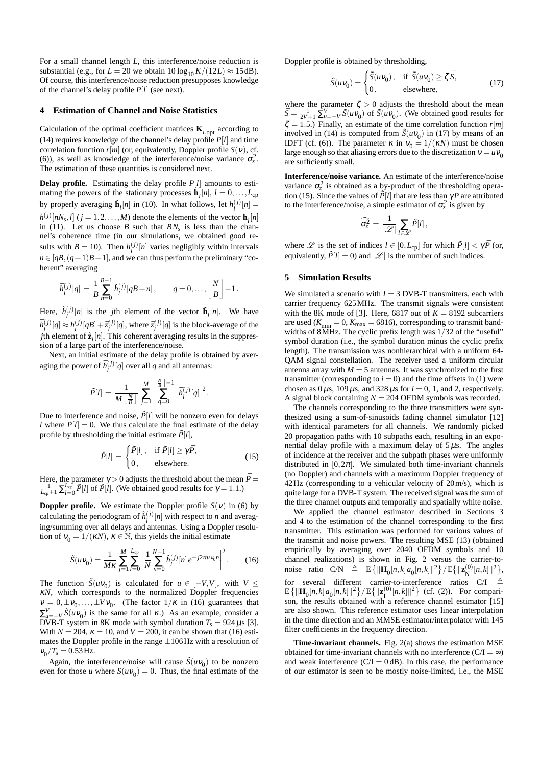For a small channel length $L$, this interference/noise reduction is substantial (e.g., for $L = 20$ we obtain $10\log_{10} K/(12L) \approx 15\,\text{dB}$). Of course, this interference/noise reduction presupposes knowledge of the channel's delay profile $P[l]$ (see next).

## 4 Estimation of Channel and Noise Statistics

Calculation of the optimal coefficient matrices $\mathbf{K}_{l,\text{opt}}$ according to (14) requires knowledge of the channel's delay profile $P[l]$ and time correlation function $r[m]$ (or, equivalently, Doppler profile $S(\nu)$, cf. (6)), as well as knowledge of the interference/noise variance $\sigma_z^2$. The estimation of these quantities is considered next.

**Delay profile.** Estimating the delay profile $P[l]$ amounts to estimating the powers of the stationary processes $\mathbf{h}_l[n]$, $l = 0,\ldots,L_{\text{cp}}$ by properly averaging $\tilde{\mathbf{h}}_l[n]$ in (10). In what follows, let $h_l^{(j)}[n] = h^{(j)}[nN_s, l]$ ($j = 1,2,\ldots,M$) denote the elements of the vector $\mathbf{h}_l[n]$ in (11). Let us choose $B$ such that $BN_s$ is less than the channel's coherence time (in our simulations, we obtained good results with $B = 10$). Then $h_l^{(j)}[n]$ varies negligibly within intervals $n \in [qB, (q+1)B-1]$, and we can thus perform the preliminary "coherent" averaging

$$\bar{h}_l^{(j)}[q] = \frac{1}{B}\sum_{n=0}^{B-1}\tilde{h}_l^{(j)}[qB+n], \qquad q = 0,\ldots,\left\lfloor \frac{N}{B}\right\rfloor - 1.$$

Here, $\tilde{h}_l^{(j)}[n]$ is the $j$th element of the vector $\tilde{\mathbf{h}}_l[n]$. We have $\bar{h}_l^{(j)}[q] \approx h_l^{(j)}[qB] + \bar{z}_l^{(j)}[q]$, where $\bar{z}_l^{(j)}[q]$ is the block-average of the $j$th element of $\tilde{\mathbf{z}}_l[n]$. This coherent averaging results in the suppression of a large part of the interference/noise.

Next, an initial estimate of the delay profile is obtained by averaging the power of $\bar{h}_l^{(j)}[q]$ over all $q$ and all antennas:

$$\tilde{P}[l] = \frac{1}{M\lfloor \frac{N}{B}\rfloor}\sum_{j=1}^{M}\sum_{q=0}^{\lfloor \frac{N}{B}\rfloor - 1}\left|\bar{h}_l^{(j)}[q]\right|^2.$$

Due to interference and noise, $\tilde{P}[l]$ will be nonzero even for delays $l$ where $P[l] = 0$. We thus calculate the final estimate of the delay profile by thresholding the initial estimate $\tilde{P}[l]$,

$$\hat{P}[l] = \begin{cases}\tilde{P}[l], & \text{if } \tilde{P}[l] \geq \gamma\bar{P}, \\ 0, & \text{elsewhere.}\end{cases} \tag{15}$$

Here, the parameter $\gamma > 0$ adjusts the threshold about the mean $\bar{P} = \frac{1}{L_{\text{cp}}+1}\sum_{l=0}^{L_{\text{cp}}}\tilde{P}[l]$ of $\tilde{P}[l]$. (We obtained good results for $\gamma = 1.1$.)

**Doppler profile.** We estimate the Doppler profile $S(\nu)$ in (6) by calculating the periodogram of $\tilde{h}_l^{(j)}[n]$ with respect to $n$ and averaging/summing over all delays and antennas. Using a Doppler resolution of $\nu_0 = 1/(\kappa N)$, $\kappa \in \mathbb{N}$, this yields the initial estimate

$$\tilde{S}(u\nu_0) = \frac{1}{M\kappa}\sum_{j=1}^{M}\sum_{l=0}^{L_{\text{cp}}}\left|\frac{1}{N}\sum_{n=0}^{N-1}\tilde{h}_l^{(j)}[n]\,e^{-j2\pi u\nu_0 n}\right|^2. \tag{16}$$

The function $\tilde{S}(u\nu_0)$ is calculated for $u \in [-V, V]$, with $V \leq \kappa N$, which corresponds to the normalized Doppler frequencies $\nu = 0, \pm\nu_0, \ldots, \pm V\nu_0$. (The factor $1/\kappa$ in (16) guarantees that $\sum_{u=-V}^{V}\tilde{S}(u\nu_0)$ is the same for all $\kappa$.) As an example, consider a DVB-T system in 8K mode with symbol duration $T_s = 924\,\mu\text{s}$ [3]. With $N = 204$, $\kappa = 10$, and $V = 200$, it can be shown that (16) estimates the Doppler profile in the range $\pm 106\,\text{Hz}$ with a resolution of $\nu_0/T_s = 0.53\,\text{Hz}$.

Again, the interference/noise will cause $\tilde{S}(u\nu_0)$ to be nonzero even for those $u$ where $S(u\nu_0) = 0$. Thus, the final estimate of the Doppler profile is obtained by thresholding,

$$\hat{S}(u\nu_0) = \begin{cases}\tilde{S}(u\nu_0), & \text{if } \tilde{S}(u\nu_0) \geq \zeta\bar{S}, \\ 0, & \text{elsewhere,}\end{cases} \tag{17}$$

where the parameter $\zeta > 0$ adjusts the threshold about the mean $\bar{S} = \frac{1}{2V+1}\sum_{u=-V}^{V}\tilde{S}(u\nu_0)$ of $\tilde{S}(u\nu_0)$. (We obtained good results for $\zeta = 1.5$.) Finally, an estimate of the time correlation function $r[m]$ involved in (14) is computed from $\hat{S}(u\nu_0)$ in (17) by means of an IDFT (cf. (6)). The parameter $\kappa$ in $\nu_0 = 1/(\kappa N)$ must be chosen large enough so that aliasing errors due to the discretization $\nu = u\nu_0$ are sufficiently small.

**Interference/noise variance.** An estimate of the interference/noise variance $\sigma_z^2$ is obtained as a by-product of the thresholding operation (15). Since the values of $\tilde{P}[l]$ that are less than $\gamma\bar{P}$ are attributed to the interference/noise, a simple estimator of $\sigma_z^2$ is given by

$$\widehat{\sigma_z^2} = \frac{1}{|\mathscr{L}|}\sum_{l\in\mathscr{L}}\tilde{P}[l],$$

where $\mathscr{L}$ is the set of indices $l \in [0, L_{\text{cp}}]$ for which $\tilde{P}[l] < \gamma\bar{P}$ (or, equivalently, $\hat{P}[l] = 0$) and $|\mathscr{L}|$ is the number of such indices.

## 5 Simulation Results

We simulated a scenario with $I = 3$ DVB-T transmitters, each with carrier frequency 625 MHz. The transmit signals were consistent with the 8K mode of [3]. Here, 6817 out of $K = 8192$ subcarriers are used ($K_{\min} = 0$, $K_{\max} = 6816$), corresponding to transmit bandwidths of 8 MHz. The cyclic prefix length was $1/32$ of the "useful" symbol duration (i.e., the symbol duration minus the cyclic prefix length). The transmission was nonhierarchical with a uniform 64-QAM signal constellation. The receiver used a uniform circular antenna array with $M = 5$ antennas. It was synchronized to the first transmitter (corresponding to $i = 0$) and the time offsets in (1) were chosen as $0\,\mu\text{s}$, $109\,\mu\text{s}$, and $328\,\mu\text{s}$ for $i = 0$, 1, and 2, respectively. A signal block containing $N = 204$ OFDM symbols was recorded.

The channels corresponding to the three transmitters were synthesized using a sum-of-sinusoids fading channel simulator [12] with identical parameters for all channels. We randomly picked 20 propagation paths with 10 subpaths each, resulting in an exponential delay profile with a maximum delay of $5\,\mu\text{s}$. The angles of incidence at the receiver and the subpath phases were uniformly distributed in $[0, 2\pi]$. We simulated both time-invariant channels (no Doppler) and channels with a maximum Doppler frequency of 42 Hz (corresponding to a vehicular velocity of 20 m/s), which is quite large for a DVB-T system. The received signal was the sum of the three channel outputs and temporally and spatially white noise.

We applied the channel estimator described in Sections 3 and 4 to the estimation of the channel corresponding to the first transmitter. This estimation was performed for various values of the transmit and noise powers. The resulting MSE (13) (obtained empirically by averaging over 2040 OFDM symbols and 10 channel realizations) is shown in Fig. 2 versus the carrier-to-noise ratio $\text{C/N} \triangleq \mathrm{E}\{\|\mathbf{H}_0[n,k]\,a_0[n,k]\|^2\}/\mathrm{E}\{\|\mathbf{z}_{\text{N}}^{(0)}[n,k]\|^2\}$, for several different carrier-to-interference ratios $\text{C/I} \triangleq \mathrm{E}\{\|\mathbf{H}_0[n,k]\,a_0[n,k]\|^2\}/\mathrm{E}\{\|\mathbf{z}_{\text{I}}^{(0)}[n,k]\|^2\}$ (cf. (2)). For comparison, the results obtained with a reference channel estimator [15] are also shown. This reference estimator uses linear interpolation in the time direction and an MMSE estimator/interpolator with 145 filter coefficients in the frequency direction.

**Time-invariant channels.** Fig. 2(a) shows the estimation MSE obtained for time-invariant channels with no interference ($\text{C/I} = \infty$) and weak interference ($\text{C/I} = 0\,\text{dB}$). In this case, the performance of our estimator is seen to be mostly noise-limited, i.e., the MSE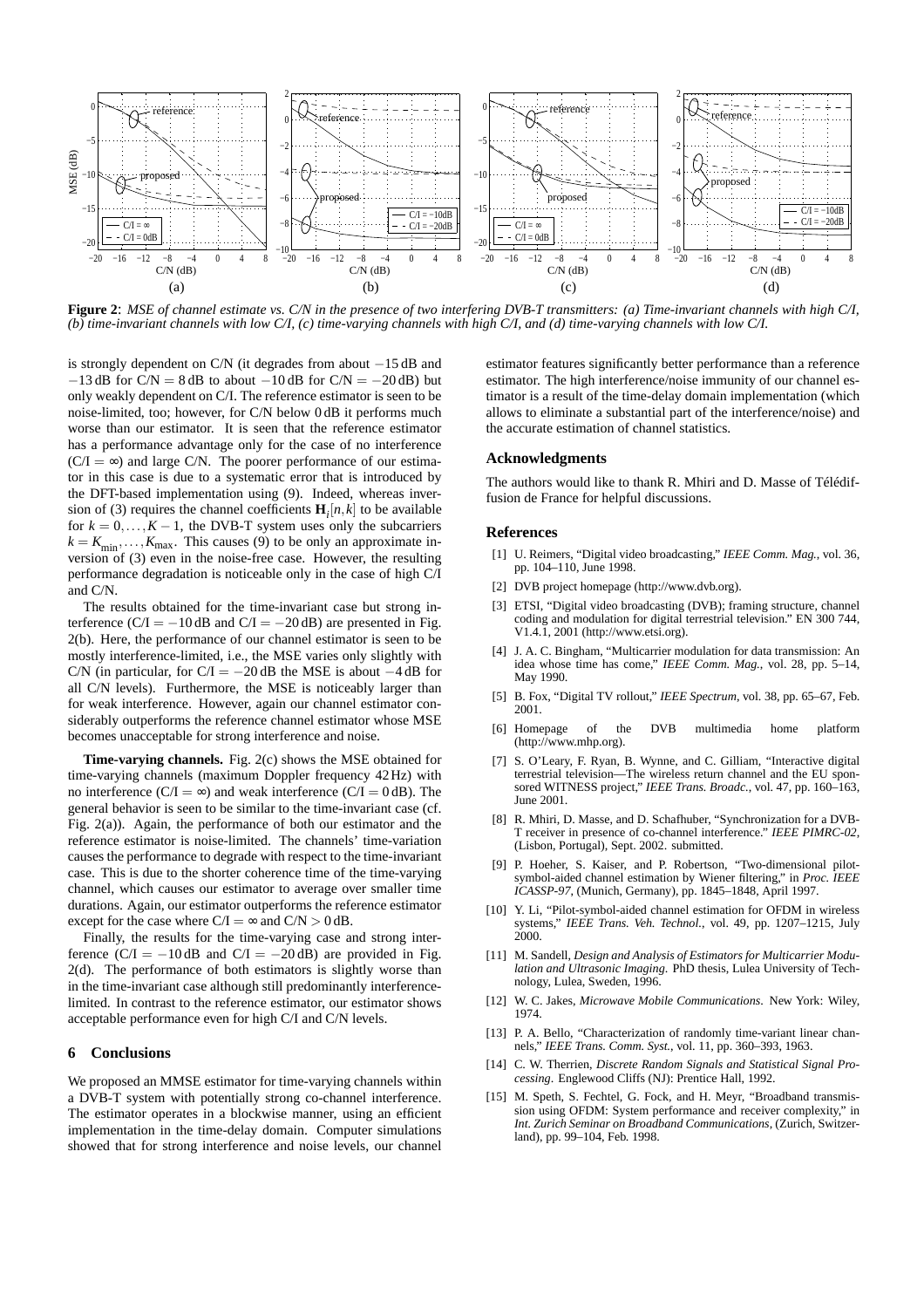(a) (b) (c) (d)

**Figure 2**: *MSE of channel estimate vs. C/N in the presence of two interfering DVB-T transmitters: (a) Time-invariant channels with high C/I, (b) time-invariant channels with low C/I, (c) time-varying channels with high C/I, and (d) time-varying channels with low C/I.*

is strongly dependent on C/N (it degrades from about $-15$ dB and $-13$ dB for C/N $= 8$ dB to about $-10$ dB for C/N $= -20$ dB) but only weakly dependent on C/I. The reference estimator is seen to be noise-limited, too; however, for C/N below 0 dB it performs much worse than our estimator. It is seen that the reference estimator has a performance advantage only for the case of no interference (C/I $= \infty$) and large C/N. The poorer performance of our estimator in this case is due to a systematic error that is introduced by the DFT-based implementation using (9). Indeed, whereas inversion of (3) requires the channel coefficients $\mathbf{H}_i[n,k]$ to be available for $k = 0,\ldots,K-1$, the DVB-T system uses only the subcarriers $k = K_{\min},\ldots,K_{\max}$. This causes (9) to be only an approximate inversion of (3) even in the noise-free case. However, the resulting performance degradation is noticeable only in the case of high C/I and C/N.

The results obtained for the time-invariant case but strong interference (C/I $= -10$ dB and C/I $= -20$ dB) are presented in Fig. 2(b). Here, the performance of our channel estimator is seen to be mostly interference-limited, i.e., the MSE varies only slightly with C/N (in particular, for C/I $= -20$ dB the MSE is about $-4$ dB for all C/N levels). Furthermore, the MSE is noticeably larger than for weak interference. However, again our channel estimator considerably outperforms the reference channel estimator whose MSE becomes unacceptable for strong interference and noise.

**Time-varying channels.** Fig. 2(c) shows the MSE obtained for time-varying channels (maximum Doppler frequency 42 Hz) with no interference (C/I $= \infty$) and weak interference (C/I $= 0$ dB). The general behavior is seen to be similar to the time-invariant case (cf. Fig. 2(a)). Again, the performance of both our estimator and the reference estimator is noise-limited. The channels' time-variation causes the performance to degrade with respect to the time-invariant case. This is due to the shorter coherence time of the time-varying channel, which causes our estimator to average over smaller time durations. Again, our estimator outperforms the reference estimator except for the case where C/I $= \infty$ and C/N $> 0$ dB.

Finally, the results for the time-varying case and strong interference (C/I $= -10$ dB and C/I $= -20$ dB) are provided in Fig. 2(d). The performance of both estimators is slightly worse than in the time-invariant case although still predominantly interference-limited. In contrast to the reference estimator, our estimator shows acceptable performance even for high C/I and C/N levels.

## 6 Conclusions

We proposed an MMSE estimator for time-varying channels within a DVB-T system with potentially strong co-channel interference. The estimator operates in a blockwise manner, using an efficient implementation in the time-delay domain. Computer simulations showed that for strong interference and noise levels, our channel estimator features significantly better performance than a reference estimator. The high interference/noise immunity of our channel estimator is a result of the time-delay domain implementation (which allows to eliminate a substantial part of the interference/noise) and the accurate estimation of channel statistics.

### Acknowledgments

The authors would like to thank R. Mhiri and D. Masse of Télédiffusion de France for helpful discussions.

### References

[1] U. Reimers, "Digital video broadcasting," *IEEE Comm. Mag.*, vol. 36, pp. 104–110, June 1998.

[2] DVB project homepage (http://www.dvb.org).

[3] ETSI, "Digital video broadcasting (DVB); framing structure, channel coding and modulation for digital terrestrial television." EN 300 744, V1.4.1, 2001 (http://www.etsi.org).

[4] J. A. C. Bingham, "Multicarrier modulation for data transmission: An idea whose time has come," *IEEE Comm. Mag.*, vol. 28, pp. 5–14, May 1990.

[5] B. Fox, "Digital TV rollout," *IEEE Spectrum*, vol. 38, pp. 65–67, Feb. 2001.

[6] Homepage of the DVB multimedia home platform (http://www.mhp.org).

[7] S. O'Leary, F. Ryan, B. Wynne, and C. Gilliam, "Interactive digital terrestrial television—The wireless return channel and the EU sponsored WITNESS project," *IEEE Trans. Broadc.*, vol. 47, pp. 160–163, June 2001.

[8] R. Mhiri, D. Masse, and D. Schafhuber, "Synchronization for a DVB-T receiver in presence of co-channel interference." *IEEE PIMRC-02*, (Lisbon, Portugal), Sept. 2002. submitted.

[9] P. Hoeher, S. Kaiser, and P. Robertson, "Two-dimensional pilot-symbol-aided channel estimation by Wiener filtering," in *Proc. IEEE ICASSP-97*, (Munich, Germany), pp. 1845–1848, April 1997.

[10] Y. Li, "Pilot-symbol-aided channel estimation for OFDM in wireless systems," *IEEE Trans. Veh. Technol.*, vol. 49, pp. 1207–1215, July 2000.

[11] M. Sandell, *Design and Analysis of Estimators for Multicarrier Modulation and Ultrasonic Imaging*. PhD thesis, Lulea University of Technology, Lulea, Sweden, 1996.

[12] W. C. Jakes, *Microwave Mobile Communications*. New York: Wiley, 1974.

[13] P. A. Bello, "Characterization of randomly time-variant linear channels," *IEEE Trans. Comm. Syst.*, vol. 11, pp. 360–393, 1963.

[14] C. W. Therrien, *Discrete Random Signals and Statistical Signal Processing*. Englewood Cliffs (NJ): Prentice Hall, 1992.

[15] M. Speth, S. Fechtel, G. Fock, and H. Meyr, "Broadband transmission using OFDM: System performance and receiver complexity," in *Int. Zurich Seminar on Broadband Communications*, (Zurich, Switzerland), pp. 99–104, Feb. 1998.